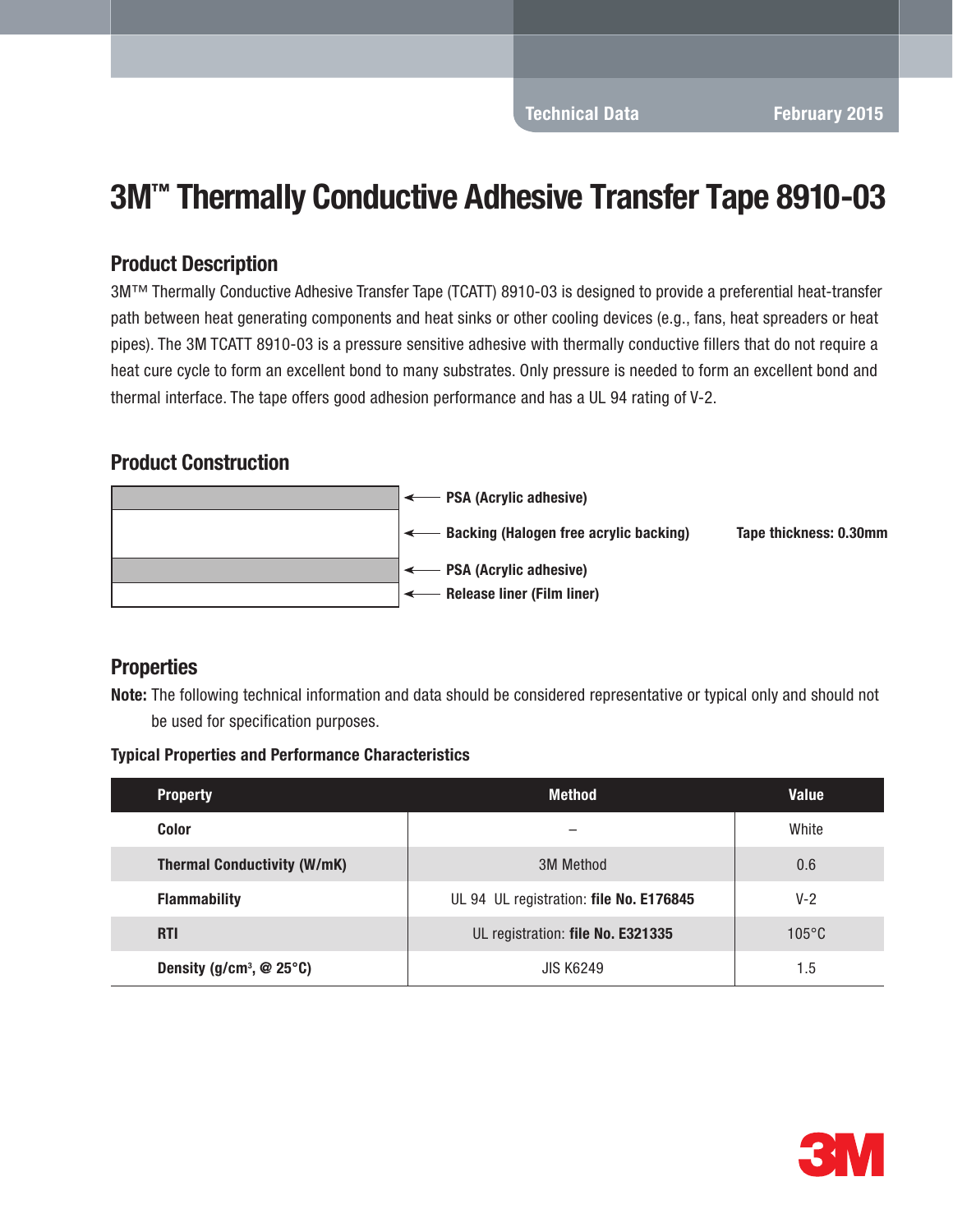Technical Data February 2015

# 3M™ Thermally Conductive Adhesive Transfer Tape 8910-03

## Product Description

3M™ Thermally Conductive Adhesive Transfer Tape (TCATT) 8910-03 is designed to provide a preferential heat-transfer path between heat generating components and heat sinks or other cooling devices (e.g., fans, heat spreaders or heat pipes). The 3M TCATT 8910-03 is a pressure sensitive adhesive with thermally conductive fillers that do not require a heat cure cycle to form an excellent bond to many substrates. Only pressure is needed to form an excellent bond and thermal interface. The tape offers good adhesion performance and has a UL 94 rating of V-2.

## Product Construction

- **PSA (Acrylic adhesive)**
- **Backing (Halogen free acrylic backing)**
- **PSA (Acrylic adhesive)**
- **Release liner (Film liner)**

**Tape thickness: 0.30mm**

## Properties

**Note:** The following technical information and data should be considered representative or typical only and should not be used for specification purposes.

### Typical Properties and Performance Characteristics

| Property | Method | Value |
|---|---|---|
| **Color** | – | White |
| **Thermal Conductivity (W/mK)** | 3M Method | 0.6 |
| **Flammability** | UL 94 UL registration: **file No. E176845** | V-2 |
| **RTI** | UL registration: **file No. E321335** | 105°C |
| **Density (g/cm³, @ 25°C)** | JIS K6249 | 1.5 |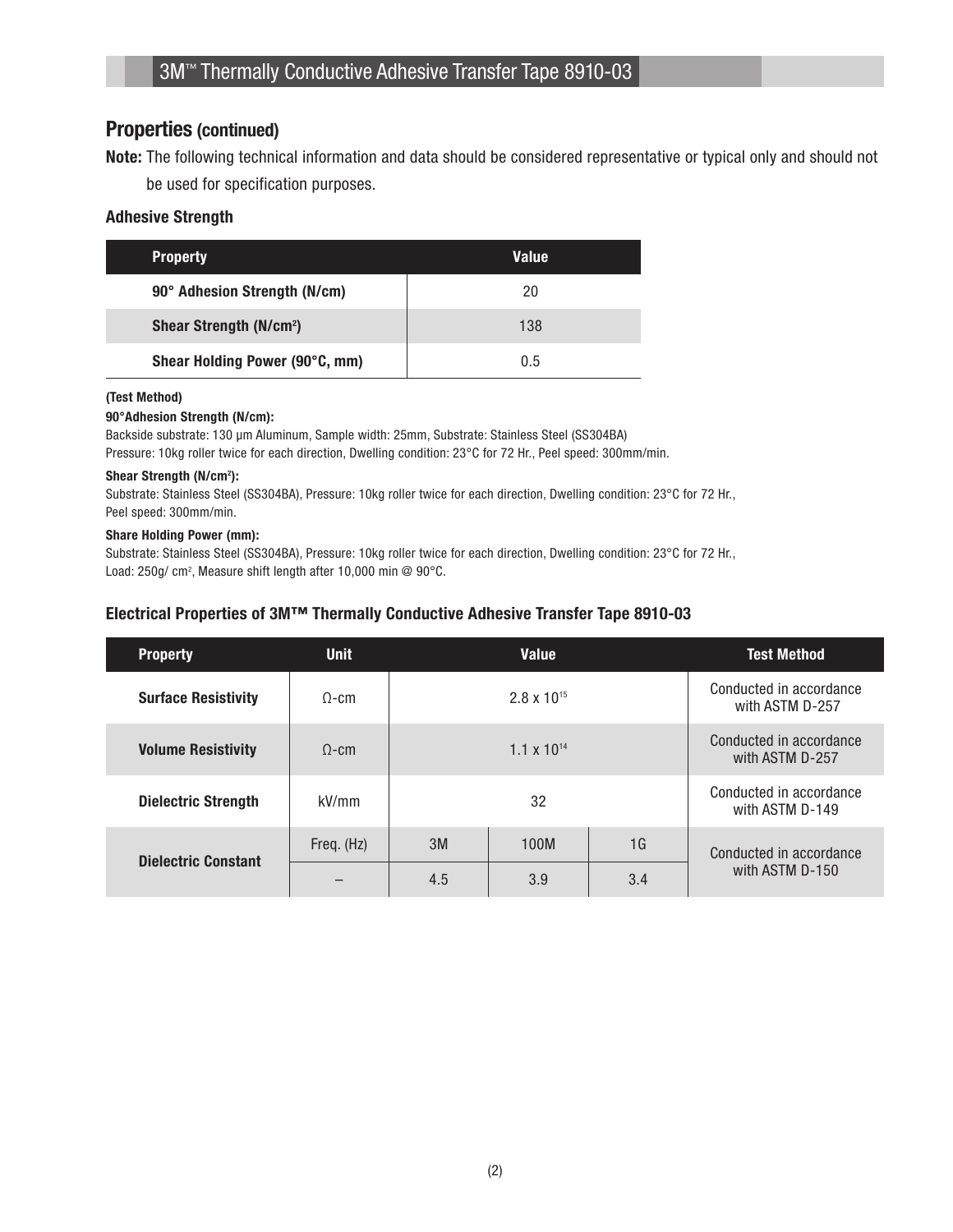## Properties (continued)

**Note:** The following technical information and data should be considered representative or typical only and should not be used for specification purposes.

### Adhesive Strength

| Property | Value |
|---|---|
| **90° Adhesion Strength (N/cm)** | 20 |
| **Shear Strength (N/cm²)** | 138 |
| **Shear Holding Power (90°C, mm)** | 0.5 |

**(Test Method)**

**90°Adhesion Strength (N/cm):**
Backside substrate: 130 μm Aluminum, Sample width: 25mm, Substrate: Stainless Steel (SS304BA)
Pressure: 10kg roller twice for each direction, Dwelling condition: 23°C for 72 Hr., Peel speed: 300mm/min.

**Shear Strength (N/cm²):**
Substrate: Stainless Steel (SS304BA), Pressure: 10kg roller twice for each direction, Dwelling condition: 23°C for 72 Hr., Peel speed: 300mm/min.

**Share Holding Power (mm):**
Substrate: Stainless Steel (SS304BA), Pressure: 10kg roller twice for each direction, Dwelling condition: 23°C for 72 Hr., Load: 250g/ cm², Measure shift length after 10,000 min @ 90°C.

### Electrical Properties of 3M™ Thermally Conductive Adhesive Transfer Tape 8910-03

| Property | Unit | Value | | | Test Method |
|---|---|---|---|---|---|
| **Surface Resistivity** | Ω-cm | $2.8 \times 10^{15}$ | | | Conducted in accordance with ASTM D-257 |
| **Volume Resistivity** | Ω-cm | $1.1 \times 10^{14}$ | | | Conducted in accordance with ASTM D-257 |
| **Dielectric Strength** | kV/mm | 32 | | | Conducted in accordance with ASTM D-149 |
| **Dielectric Constant** | Freq. (Hz) | 3M | 100M | 1G | Conducted in accordance with ASTM D-150 |
| | – | 4.5 | 3.9 | 3.4 | |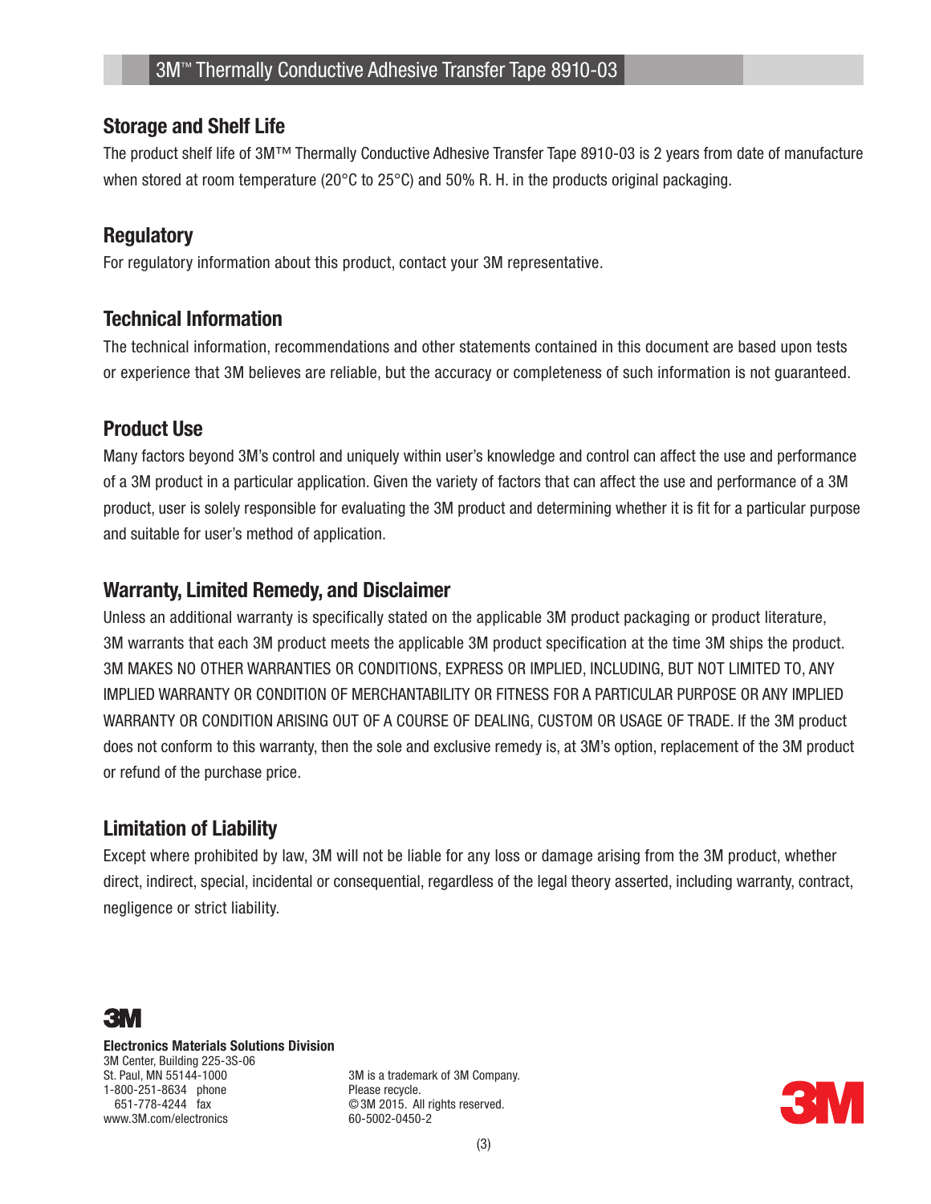## Storage and Shelf Life

The product shelf life of 3M™ Thermally Conductive Adhesive Transfer Tape 8910-03 is 2 years from date of manufacture when stored at room temperature (20°C to 25°C) and 50% R. H. in the products original packaging.

## Regulatory

For regulatory information about this product, contact your 3M representative.

## Technical Information

The technical information, recommendations and other statements contained in this document are based upon tests or experience that 3M believes are reliable, but the accuracy or completeness of such information is not guaranteed.

## Product Use

Many factors beyond 3M's control and uniquely within user's knowledge and control can affect the use and performance of a 3M product in a particular application. Given the variety of factors that can affect the use and performance of a 3M product, user is solely responsible for evaluating the 3M product and determining whether it is fit for a particular purpose and suitable for user's method of application.

## Warranty, Limited Remedy, and Disclaimer

Unless an additional warranty is specifically stated on the applicable 3M product packaging or product literature, 3M warrants that each 3M product meets the applicable 3M product specification at the time 3M ships the product. 3M MAKES NO OTHER WARRANTIES OR CONDITIONS, EXPRESS OR IMPLIED, INCLUDING, BUT NOT LIMITED TO, ANY IMPLIED WARRANTY OR CONDITION OF MERCHANTABILITY OR FITNESS FOR A PARTICULAR PURPOSE OR ANY IMPLIED WARRANTY OR CONDITION ARISING OUT OF A COURSE OF DEALING, CUSTOM OR USAGE OF TRADE. If the 3M product does not conform to this warranty, then the sole and exclusive remedy is, at 3M's option, replacement of the 3M product or refund of the purchase price.

## Limitation of Liability

Except where prohibited by law, 3M will not be liable for any loss or damage arising from the 3M product, whether direct, indirect, special, incidental or consequential, regardless of the legal theory asserted, including warranty, contract, negligence or strict liability.

3M

**Electronics Materials Solutions Division**
3M Center, Building 225-3S-06
St. Paul, MN 55144-1000
1-800-251-8634 phone
651-778-4244 fax
www.3M.com/electronics

3M is a trademark of 3M Company.
Please recycle.
© 3M 2015. All rights reserved.
60-5002-0450-2

3M